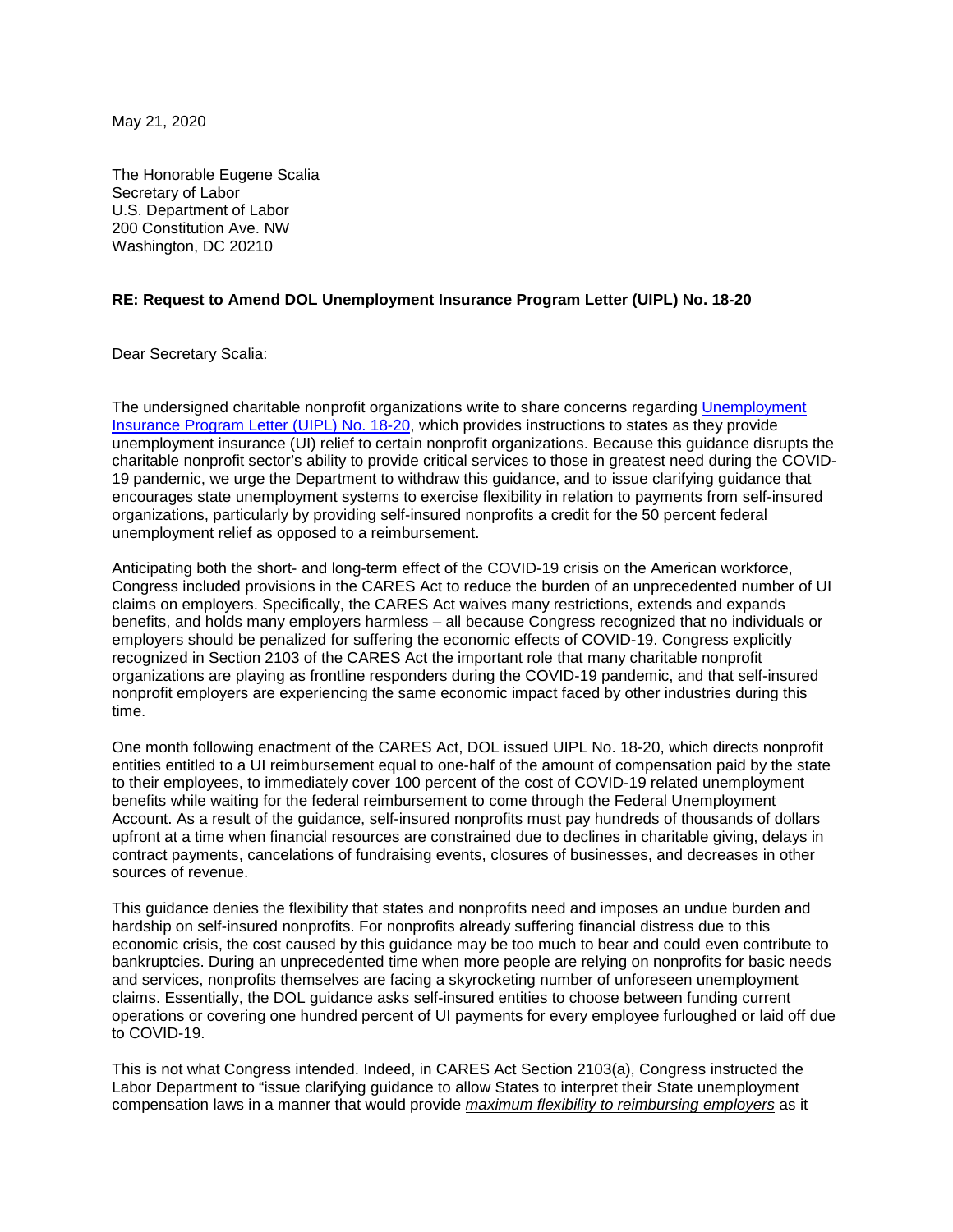May 21, 2020

The Honorable Eugene Scalia
Secretary of Labor
U.S. Department of Labor
200 Constitution Ave. NW
Washington, DC 20210

**RE: Request to Amend DOL Unemployment Insurance Program Letter (UIPL) No. 18-20**

Dear Secretary Scalia:

The undersigned charitable nonprofit organizations write to share concerns regarding Unemployment Insurance Program Letter (UIPL) No. 18-20, which provides instructions to states as they provide unemployment insurance (UI) relief to certain nonprofit organizations. Because this guidance disrupts the charitable nonprofit sector's ability to provide critical services to those in greatest need during the COVID-19 pandemic, we urge the Department to withdraw this guidance, and to issue clarifying guidance that encourages state unemployment systems to exercise flexibility in relation to payments from self-insured organizations, particularly by providing self-insured nonprofits a credit for the 50 percent federal unemployment relief as opposed to a reimbursement.

Anticipating both the short- and long-term effect of the COVID-19 crisis on the American workforce, Congress included provisions in the CARES Act to reduce the burden of an unprecedented number of UI claims on employers. Specifically, the CARES Act waives many restrictions, extends and expands benefits, and holds many employers harmless – all because Congress recognized that no individuals or employers should be penalized for suffering the economic effects of COVID-19. Congress explicitly recognized in Section 2103 of the CARES Act the important role that many charitable nonprofit organizations are playing as frontline responders during the COVID-19 pandemic, and that self-insured nonprofit employers are experiencing the same economic impact faced by other industries during this time.

One month following enactment of the CARES Act, DOL issued UIPL No. 18-20, which directs nonprofit entities entitled to a UI reimbursement equal to one-half of the amount of compensation paid by the state to their employees, to immediately cover 100 percent of the cost of COVID-19 related unemployment benefits while waiting for the federal reimbursement to come through the Federal Unemployment Account. As a result of the guidance, self-insured nonprofits must pay hundreds of thousands of dollars upfront at a time when financial resources are constrained due to declines in charitable giving, delays in contract payments, cancelations of fundraising events, closures of businesses, and decreases in other sources of revenue.

This guidance denies the flexibility that states and nonprofits need and imposes an undue burden and hardship on self-insured nonprofits. For nonprofits already suffering financial distress due to this economic crisis, the cost caused by this guidance may be too much to bear and could even contribute to bankruptcies. During an unprecedented time when more people are relying on nonprofits for basic needs and services, nonprofits themselves are facing a skyrocketing number of unforeseen unemployment claims. Essentially, the DOL guidance asks self-insured entities to choose between funding current operations or covering one hundred percent of UI payments for every employee furloughed or laid off due to COVID-19.

This is not what Congress intended. Indeed, in CARES Act Section 2103(a), Congress instructed the Labor Department to "issue clarifying guidance to allow States to interpret their State unemployment compensation laws in a manner that would provide ***maximum flexibility to reimbursing employers*** as it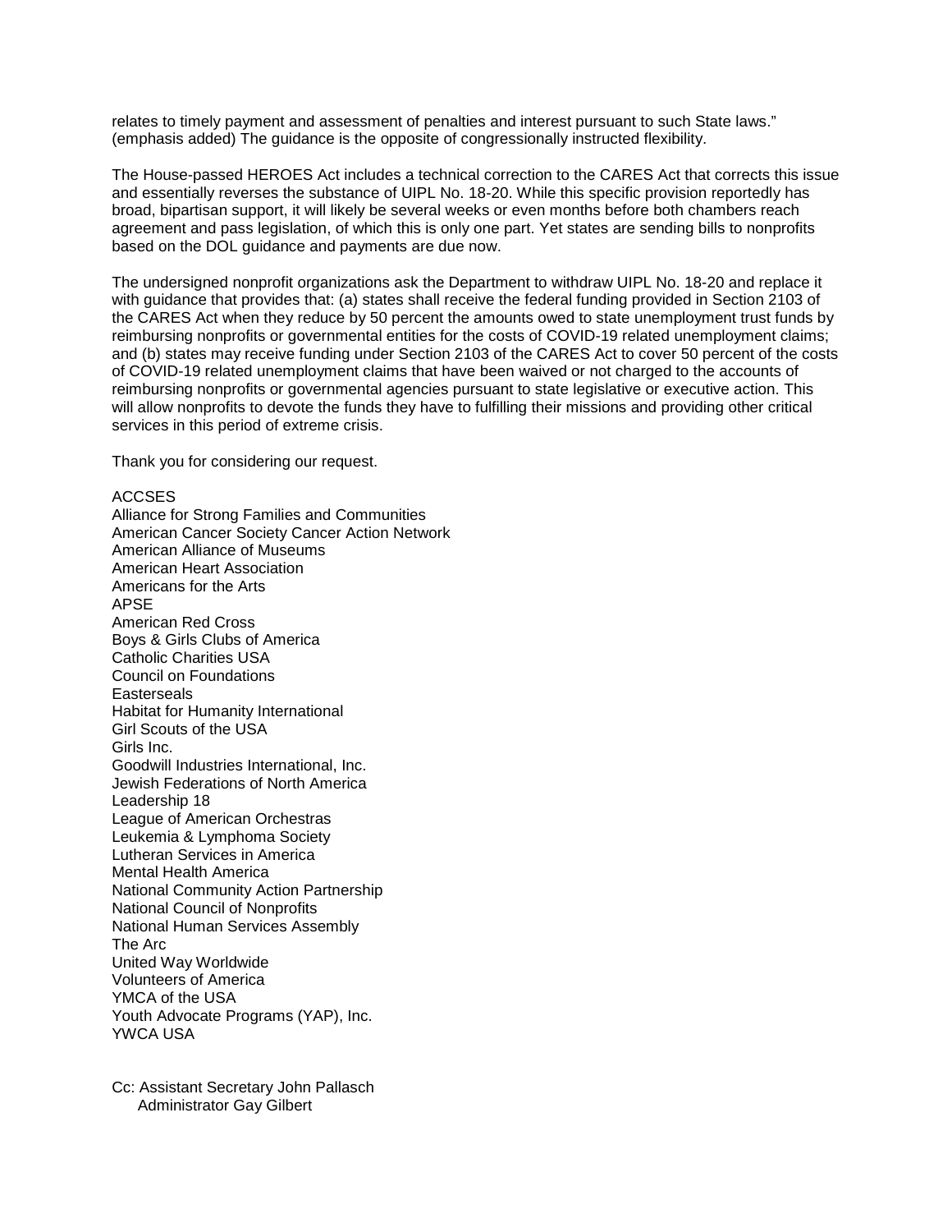relates to timely payment and assessment of penalties and interest pursuant to such State laws." (emphasis added) The guidance is the opposite of congressionally instructed flexibility.

The House-passed HEROES Act includes a technical correction to the CARES Act that corrects this issue and essentially reverses the substance of UIPL No. 18-20. While this specific provision reportedly has broad, bipartisan support, it will likely be several weeks or even months before both chambers reach agreement and pass legislation, of which this is only one part. Yet states are sending bills to nonprofits based on the DOL guidance and payments are due now.

The undersigned nonprofit organizations ask the Department to withdraw UIPL No. 18-20 and replace it with guidance that provides that: (a) states shall receive the federal funding provided in Section 2103 of the CARES Act when they reduce by 50 percent the amounts owed to state unemployment trust funds by reimbursing nonprofits or governmental entities for the costs of COVID-19 related unemployment claims; and (b) states may receive funding under Section 2103 of the CARES Act to cover 50 percent of the costs of COVID-19 related unemployment claims that have been waived or not charged to the accounts of reimbursing nonprofits or governmental agencies pursuant to state legislative or executive action. This will allow nonprofits to devote the funds they have to fulfilling their missions and providing other critical services in this period of extreme crisis.

Thank you for considering our request.

ACCSES
Alliance for Strong Families and Communities
American Cancer Society Cancer Action Network
American Alliance of Museums
American Heart Association
Americans for the Arts
APSE
American Red Cross
Boys & Girls Clubs of America
Catholic Charities USA
Council on Foundations
Easterseals
Habitat for Humanity International
Girl Scouts of the USA
Girls Inc.
Goodwill Industries International, Inc.
Jewish Federations of North America
Leadership 18
League of American Orchestras
Leukemia & Lymphoma Society
Lutheran Services in America
Mental Health America
National Community Action Partnership
National Council of Nonprofits
National Human Services Assembly
The Arc
United Way Worldwide
Volunteers of America
YMCA of the USA
Youth Advocate Programs (YAP), Inc.
YWCA USA

Cc: Assistant Secretary John Pallasch
Administrator Gay Gilbert